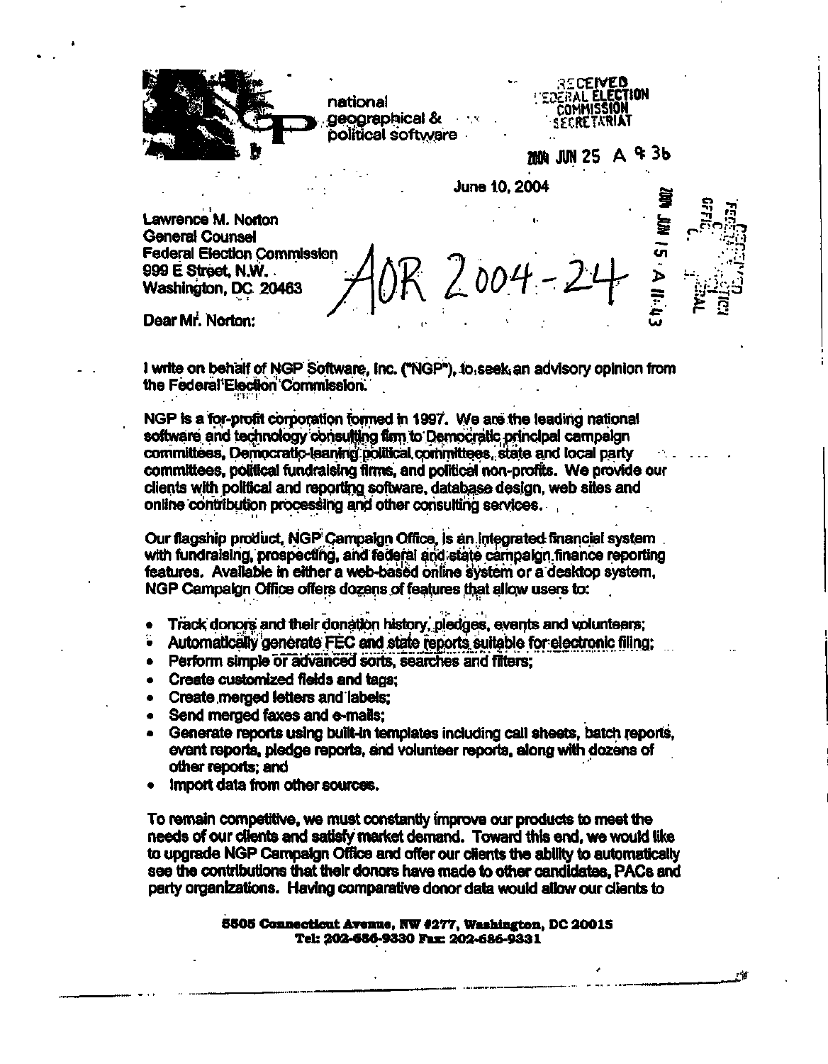national geographical & political software

RECEIVED FEDERAL ELECTION COMMISSION SECRETARIAT

2004 JUN 25 A 9:36

June 10, 2004

2004 JUN 15 A 11:43

Lawrence M. Norton
General Counsel
Federal Election Commission
999 E Street, N.W.
Washington, DC 20463

AOR 2004-24

Dear Mr. Norton:

I write on behalf of NGP Software, Inc. ("NGP"), to seek an advisory opinion from the Federal Election Commission.

NGP is a for-profit corporation formed in 1997. We are the leading national software and technology consulting firm to Democratic principal campaign committees, Democratic-leaning political committees, state and local party committees, political fundraising firms, and political non-profits. We provide our clients with political and reporting software, database design, web sites and online contribution processing and other consulting services.

Our flagship product, NGP Campaign Office, is an integrated financial system with fundraising, prospecting, and federal and state campaign finance reporting features. Available in either a web-based online system or a desktop system, NGP Campaign Office offers dozens of features that allow users to:

- Track donors and their donation history, pledges, events and volunteers;
- Automatically generate FEC and state reports suitable for electronic filing;
- Perform simple or advanced sorts, searches and filters;
- Create customized fields and tags;
- Create merged letters and labels;
- Send merged faxes and e-mails;
- Generate reports using built-in templates including call sheets, batch reports, event reports, pledge reports, and volunteer reports, along with dozens of other reports; and
- Import data from other sources.

To remain competitive, we must constantly improve our products to meet the needs of our clients and satisfy market demand. Toward this end, we would like to upgrade NGP Campaign Office and offer our clients the ability to automatically see the contributions that their donors have made to other candidates, PACs and party organizations. Having comparative donor data would allow our clients to

5505 Connecticut Avenue, NW #277, Washington, DC 20015
Tel: 202-686-9330 Fax: 202-686-9331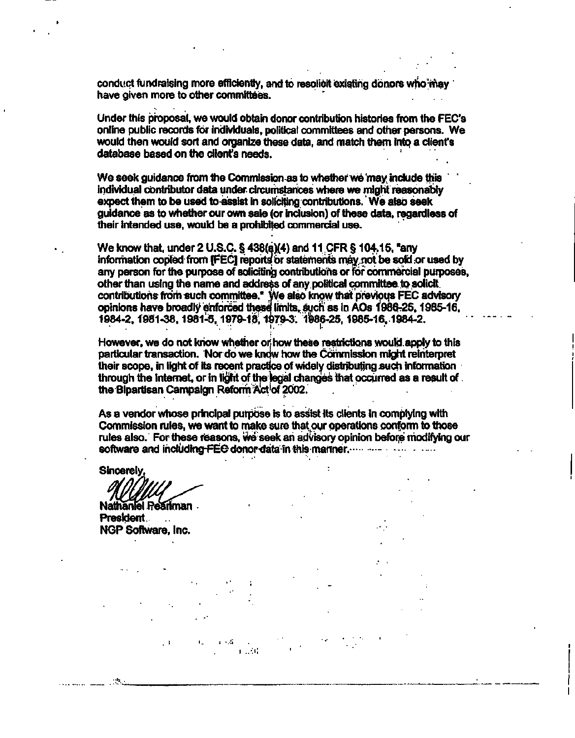conduct fundraising more efficiently, and to resolicit existing donors who may have given more to other committees.

Under this proposal, we would obtain donor contribution histories from the FEC's online public records for individuals, political committees and other persons. We would then would sort and organize these data, and match them into a client's database based on the client's needs.

We seek guidance from the Commission as to whether we may include this individual contributor data under circumstances where we might reasonably expect them to be used to assist in soliciting contributions. We also seek guidance as to whether our own sale (or inclusion) of these data, regardless of their intended use, would be a prohibited commercial use.

We know that, under 2 U.S.C. § 438(a)(4) and 11 CFR § 104.15, "any information copied from [FEC] reports or statements may not be sold or used by any person for the purpose of soliciting contributions or for commercial purposes, other than using the name and address of any political committee to solicit contributions from such committee." We also know that previous FEC advisory opinions have broadly enforced these limits, such as in AOs 1986-25, 1985-16, 1984-2, 1981-38, 1981-5, 1979-18, 1979-3. 1986-25, 1985-16, 1984-2.

However, we do not know whether or how these restrictions would apply to this particular transaction. Nor do we know how the Commission might reinterpret their scope, in light of its recent practice of widely distributing such information through the Internet, or in light of the legal changes that occurred as a result of the Bipartisan Campaign Reform Act of 2002.

As a vendor whose principal purpose is to assist its clients in complying with Commission rules, we want to make sure that our operations conform to those rules also. For these reasons, we seek an advisory opinion before modifying our software and including FEC donor data in this manner.

Sincerely,

Nathaniel Pearlman
President
NGP Software, Inc.